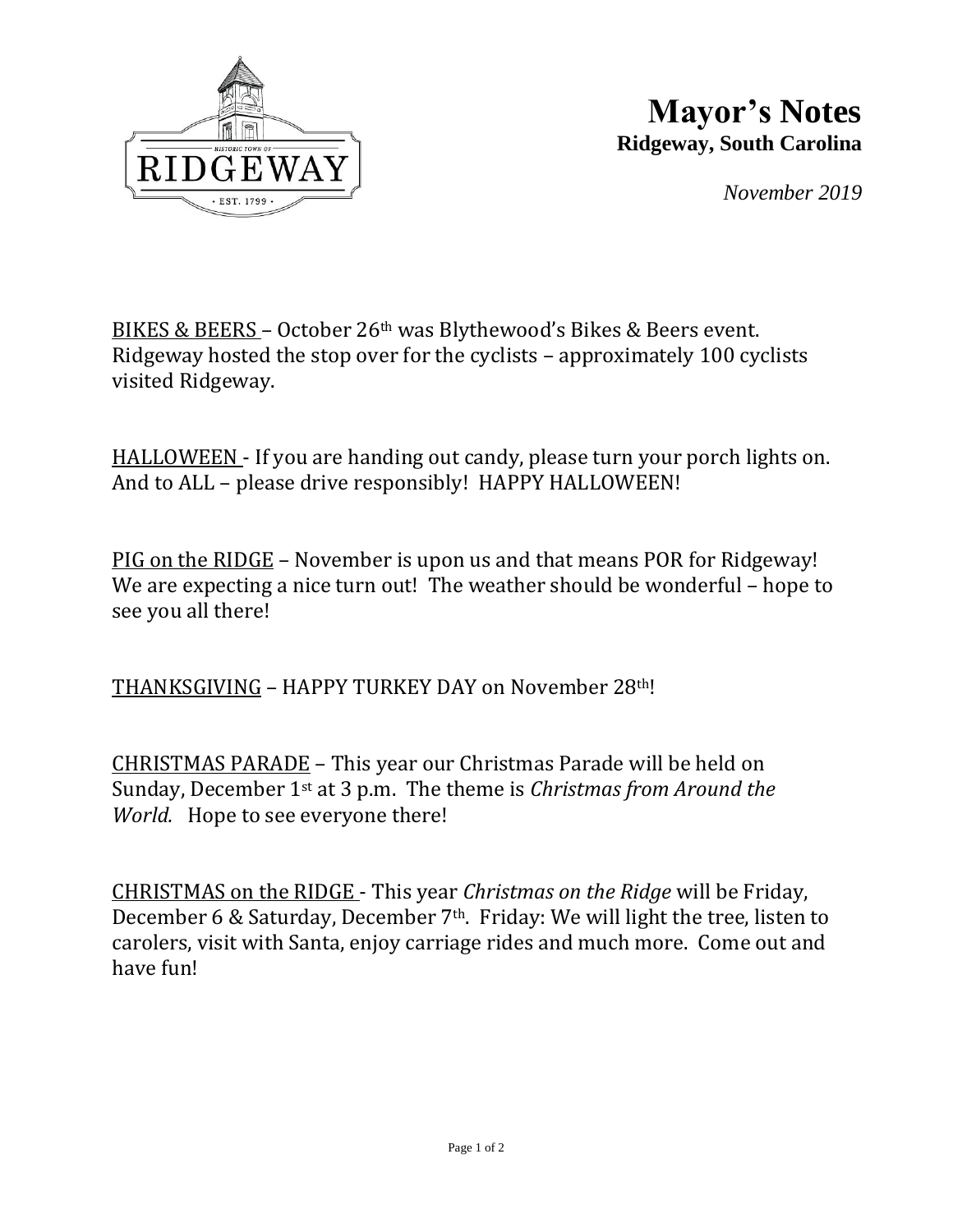# Mayor's Notes

**Ridgeway, South Carolina**

*November 2019*

BIKES & BEERS – October 26th was Blythewood's Bikes & Beers event. Ridgeway hosted the stop over for the cyclists – approximately 100 cyclists visited Ridgeway.

HALLOWEEN - If you are handing out candy, please turn your porch lights on. And to ALL – please drive responsibly! HAPPY HALLOWEEN!

PIG on the RIDGE – November is upon us and that means POR for Ridgeway! We are expecting a nice turn out! The weather should be wonderful – hope to see you all there!

THANKSGIVING – HAPPY TURKEY DAY on November 28th!

CHRISTMAS PARADE – This year our Christmas Parade will be held on Sunday, December 1st at 3 p.m. The theme is *Christmas from Around the World.* Hope to see everyone there!

CHRISTMAS on the RIDGE - This year *Christmas on the Ridge* will be Friday, December 6 & Saturday, December 7th. Friday: We will light the tree, listen to carolers, visit with Santa, enjoy carriage rides and much more. Come out and have fun!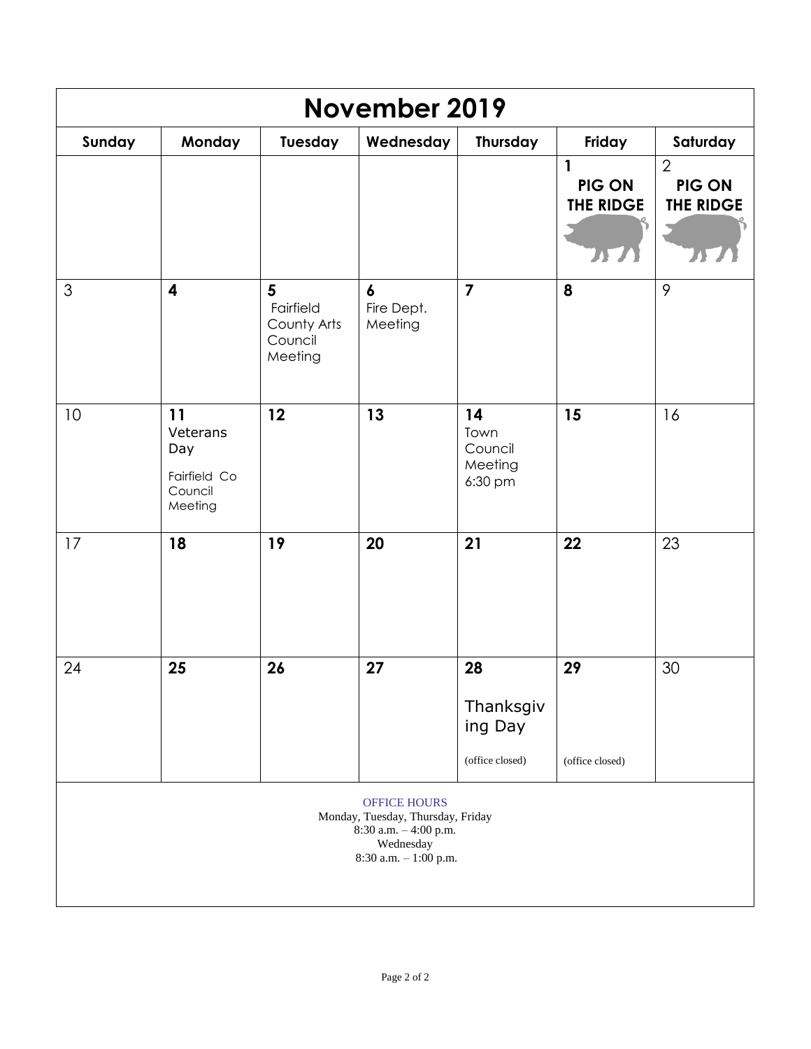# November 2019

| Sunday | Monday | Tuesday | Wednesday | Thursday | Friday | Saturday |
|---|---|---|---|---|---|---|
| | | | | | **1** **PIG ON THE RIDGE** | 2 **PIG ON THE RIDGE** |
| 3 | **4** | **5** Fairfield County Arts Council Meeting | **6** Fire Dept. Meeting | **7** | **8** | 9 |
| 10 | **11** Veterans Day Fairfield Co Council Meeting | **12** | **13** | **14** Town Council Meeting 6:30 pm | **15** | 16 |
| 17 | **18** | **19** | **20** | **21** | **22** | 23 |
| 24 | **25** | **26** | **27** | **28** Thanksgiving Day (office closed) | **29** (office closed) | 30 |

OFFICE HOURS
Monday, Tuesday, Thursday, Friday
8:30 a.m. – 4:00 p.m.
Wednesday
8:30 a.m. – 1:00 p.m.